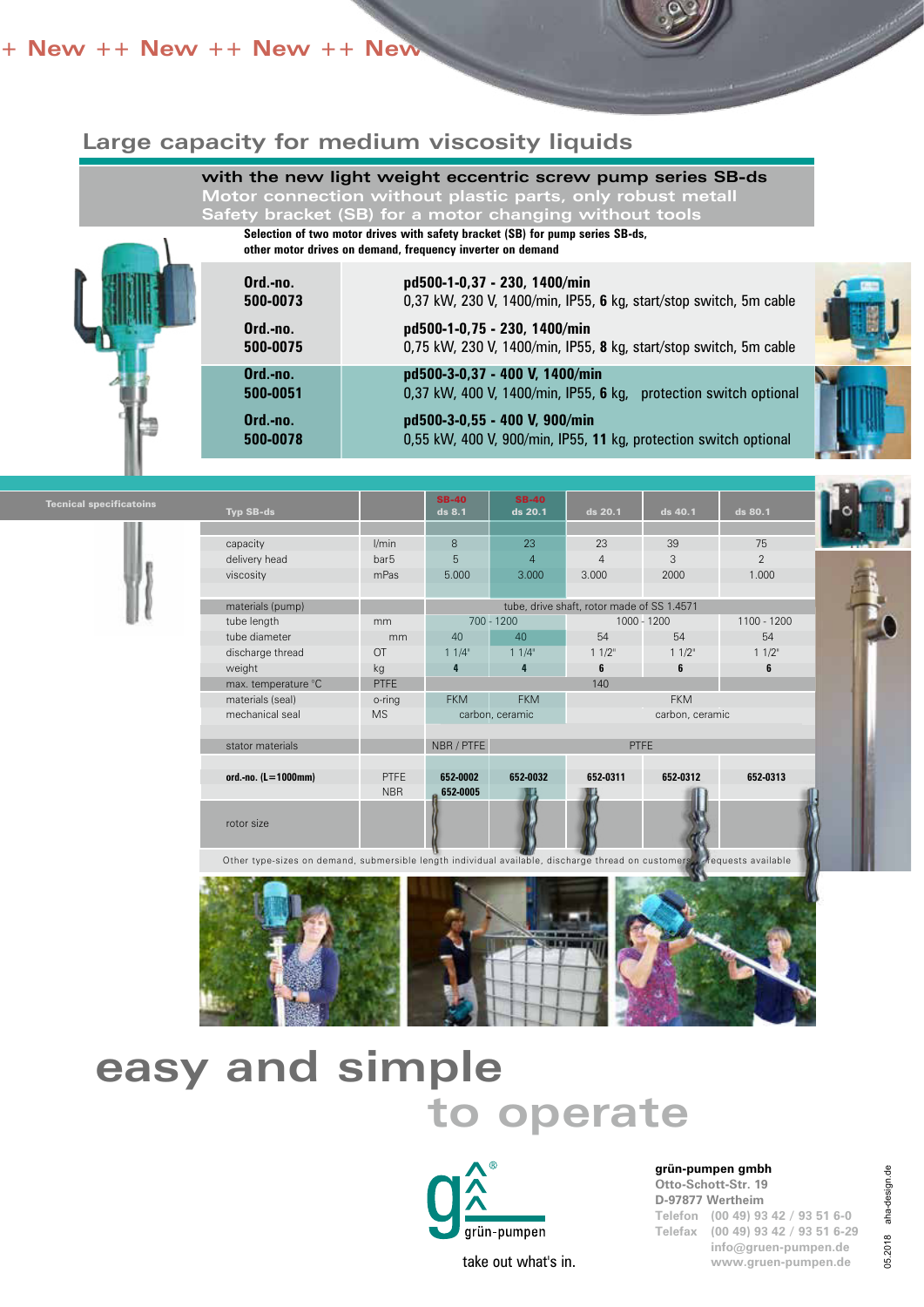+ New ++ New ++ New ++ New

## Large capacity for medium viscosity liquids

**with the new light weight eccentric screw pump series SB-ds**
Motor connection without plastic parts, only robust metall
Safety bracket (SB) for a motor changing without tools

**Selection of two motor drives with safety bracket (SB) for pump series SB-ds, other motor drives on demand, frequency inverter on demand**

| | |
|---|---|
| **Ord.-no. 500-0073** | **pd500-1-0,37 - 230, 1400/min** 0,37 kW, 230 V, 1400/min, IP55, **6** kg, start/stop switch, 5m cable |
| **Ord.-no. 500-0075** | **pd500-1-0,75 - 230, 1400/min** 0,75 kW, 230 V, 1400/min, IP55, **8** kg, start/stop switch, 5m cable |
| **Ord.-no. 500-0051** | **pd500-3-0,37 - 400 V, 1400/min** 0,37 kW, 400 V, 1400/min, IP55, **6** kg, protection switch optional |
| **Ord.-no. 500-0078** | **pd500-3-0,55 - 400 V, 900/min** 0,55 kW, 400 V, 900/min, IP55, **11** kg, protection switch optional |

**Tecnical specificatoins**

| Typ SB-ds | | SB-40 ds 8.1 | SB-40 ds 20.1 | ds 20.1 | ds 40.1 | ds 80.1 |
|---|---|---|---|---|---|---|
| capacity | l/min | 8 | 23 | 23 | 39 | 75 |
| delivery head | bar5 | 5 | 4 | 4 | 3 | 2 |
| viscosity | mPas | 5.000 | 3.000 | 3.000 | 2000 | 1.000 |
| materials (pump) | | tube, drive shaft, rotor made of SS 1.4571 | | | | |
| tube length | mm | 700 - 1200 | | 1000 - 1200 | | 1100 - 1200 |
| tube diameter | mm | 40 | 40 | 54 | 54 | 54 |
| discharge thread | OT | 1 1/4" | 1 1/4" | 1 1/2" | 1 1/2" | 1 1/2" |
| weight | kg | **4** | **4** | **6** | **6** | **6** |
| max. temperature °C | PTFE | 140 | | | | |
| materials (seal) | o-ring | FKM | FKM | FKM | | |
| mechanical seal | MS | carbon, ceramic | | carbon, ceramic | | |
| stator materials | | NBR / PTFE | PTFE | | | |
| **ord.-no. (L=1000mm)** | PTFE | **652-0002** | **652-0032** | **652-0311** | **652-0312** | **652-0313** |
| | NBR | **652-0005** | | | | |
| rotor size | | | | | | |

Other type-sizes on demand, submersible length individual available, discharge thread on customers requests available

# easy and simple to operate

grün-pumpen

take out what's in.

**grün-pumpen gmbh**
Otto-Schott-Str. 19
D-97877 Wertheim
Telefon (00 49) 93 42 / 93 51 6-0
Telefax (00 49) 93 42 / 93 51 6-29
info@gruen-pumpen.de
www.gruen-pumpen.de

05.2018 aha-design.de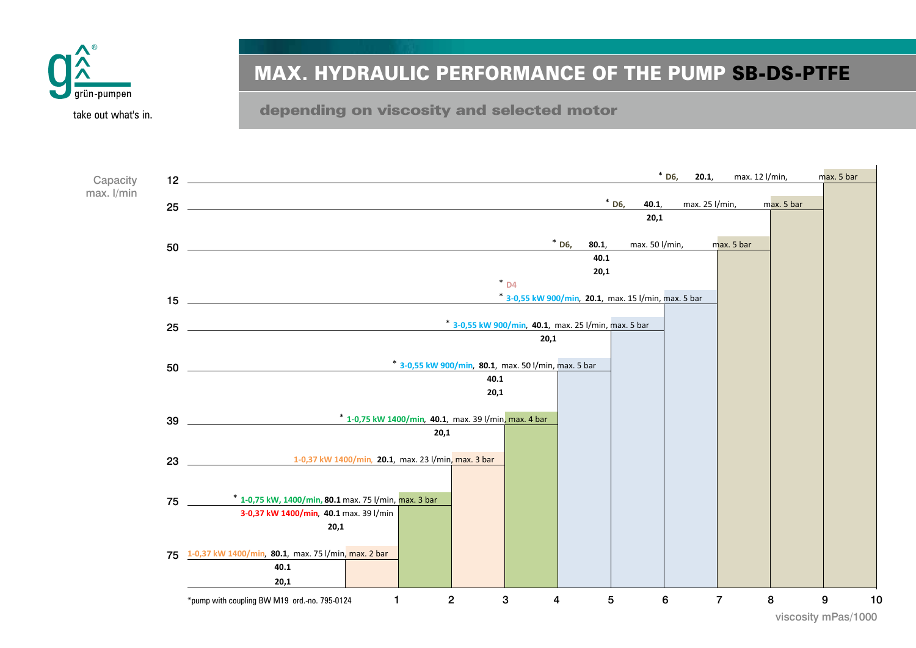grün-pumpen

take out what's in.

# MAX. HYDRAULIC PERFORMANCE OF THE PUMP SB-DS-PTFE

## depending on viscosity and selected motor

Capacity max. l/min

12
* D6, **20.1**, max. 12 l/min, max. 5 bar

25
* D6, **40.1**, max. 25 l/min, max. 5 bar
**20,1**

50
* D6, **80.1**, max. 50 l/min, max. 5 bar
**40.1**
**20,1**

* D4

15
* 3-0,55 kW 900/min, **20.1**, max. 15 l/min, max. 5 bar

25
* 3-0,55 kW 900/min, **40.1**, max. 25 l/min, max. 5 bar
**20,1**

50
* 3-0,55 kW 900/min, **80.1**, max. 50 l/min, max. 5 bar
**40.1**
**20,1**

39
* 1-0,75 kW 1400/min, **40.1**, max. 39 l/min, max. 4 bar
**20,1**

23
1-0,37 kW 1400/min, **20.1**, max. 23 l/min, max. 3 bar

75
* 1-0,75 kW, 1400/min, **80.1** max. 75 l/min, max. 3 bar
3-0,37 kW 1400/min, **40.1** max. 39 l/min
**20,1**

75
1-0,37 kW 1400/min, **80.1**, max. 75 l/min, max. 2 bar
**40.1**
**20,1**

*pump with coupling BW M19 ord.-no. 795-0124

1 2 3 4 5 6 7 8 9 10

viscosity mPas/1000